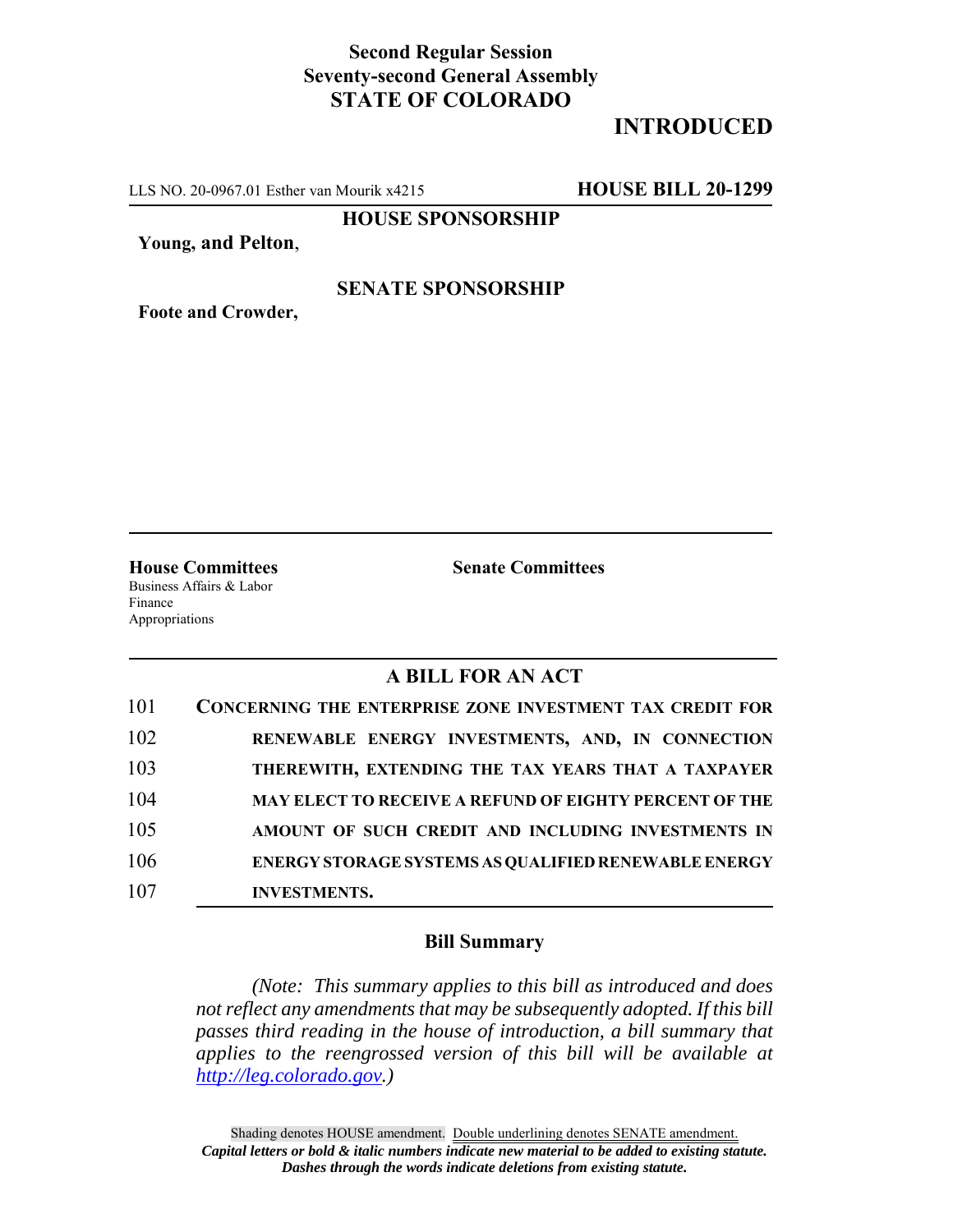**Second Regular Session**
**Seventy-second General Assembly**
**STATE OF COLORADO**

# INTRODUCED

LLS NO. 20-0967.01 Esther van Mourik x4215 **HOUSE BILL 20-1299**

**HOUSE SPONSORSHIP**

**Young, and Pelton**,

**SENATE SPONSORSHIP**

**Foote and Crowder,**

**House Committees**
Business Affairs & Labor
Finance
Appropriations

**Senate Committees**

## A BILL FOR AN ACT

101 **CONCERNING THE ENTERPRISE ZONE INVESTMENT TAX CREDIT FOR**
102 **RENEWABLE ENERGY INVESTMENTS, AND, IN CONNECTION**
103 **THEREWITH, EXTENDING THE TAX YEARS THAT A TAXPAYER**
104 **MAY ELECT TO RECEIVE A REFUND OF EIGHTY PERCENT OF THE**
105 **AMOUNT OF SUCH CREDIT AND INCLUDING INVESTMENTS IN**
106 **ENERGY STORAGE SYSTEMS AS QUALIFIED RENEWABLE ENERGY**
107 **INVESTMENTS.**

### Bill Summary

*(Note: This summary applies to this bill as introduced and does not reflect any amendments that may be subsequently adopted. If this bill passes third reading in the house of introduction, a bill summary that applies to the reengrossed version of this bill will be available at http://leg.colorado.gov.)*

Shading denotes HOUSE amendment. Double underlining denotes SENATE amendment.
***Capital letters or bold & italic numbers indicate new material to be added to existing statute.***
***Dashes through the words indicate deletions from existing statute.***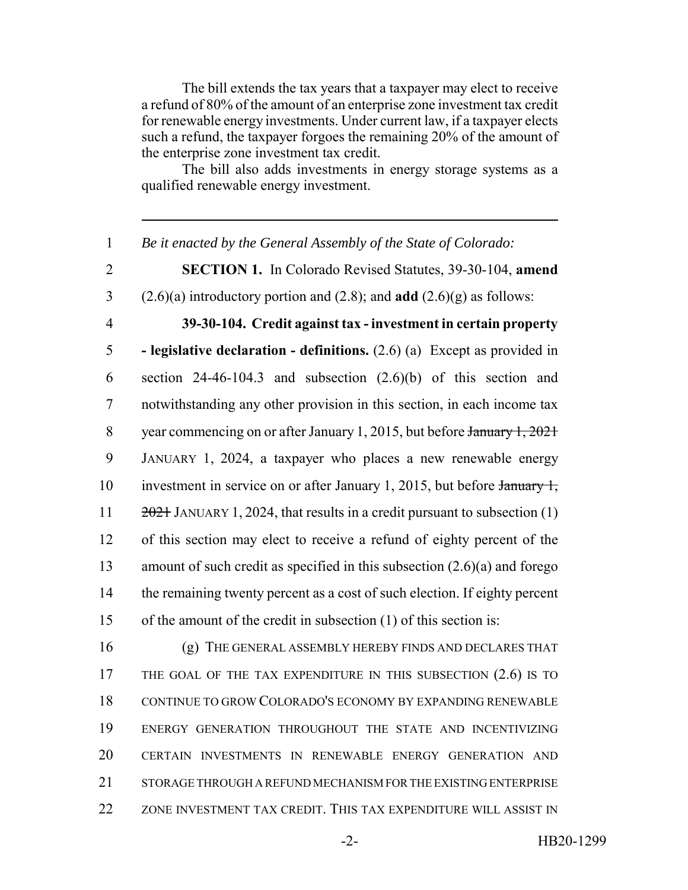The bill extends the tax years that a taxpayer may elect to receive a refund of 80% of the amount of an enterprise zone investment tax credit for renewable energy investments. Under current law, if a taxpayer elects such a refund, the taxpayer forgoes the remaining 20% of the amount of the enterprise zone investment tax credit.

The bill also adds investments in energy storage systems as a qualified renewable energy investment.

---

1 *Be it enacted by the General Assembly of the State of Colorado:*

2 **SECTION 1.** In Colorado Revised Statutes, 39-30-104, **amend**
3 (2.6)(a) introductory portion and (2.8); and **add** (2.6)(g) as follows:

4 **39-30-104. Credit against tax - investment in certain property**
5 **- legislative declaration - definitions.** (2.6) (a) Except as provided in
6 section 24-46-104.3 and subsection (2.6)(b) of this section and
7 notwithstanding any other provision in this section, in each income tax
8 year commencing on or after January 1, 2015, but before ~~January 1, 2021~~
9 JANUARY 1, 2024, a taxpayer who places a new renewable energy
10 investment in service on or after January 1, 2015, but before ~~January 1,~~
11 ~~2021~~ JANUARY 1, 2024, that results in a credit pursuant to subsection (1)
12 of this section may elect to receive a refund of eighty percent of the
13 amount of such credit as specified in this subsection (2.6)(a) and forego
14 the remaining twenty percent as a cost of such election. If eighty percent
15 of the amount of the credit in subsection (1) of this section is:

16 (g) THE GENERAL ASSEMBLY HEREBY FINDS AND DECLARES THAT
17 THE GOAL OF THE TAX EXPENDITURE IN THIS SUBSECTION (2.6) IS TO
18 CONTINUE TO GROW COLORADO'S ECONOMY BY EXPANDING RENEWABLE
19 ENERGY GENERATION THROUGHOUT THE STATE AND INCENTIVIZING
20 CERTAIN INVESTMENTS IN RENEWABLE ENERGY GENERATION AND
21 STORAGE THROUGH A REFUND MECHANISM FOR THE EXISTING ENTERPRISE
22 ZONE INVESTMENT TAX CREDIT. THIS TAX EXPENDITURE WILL ASSIST IN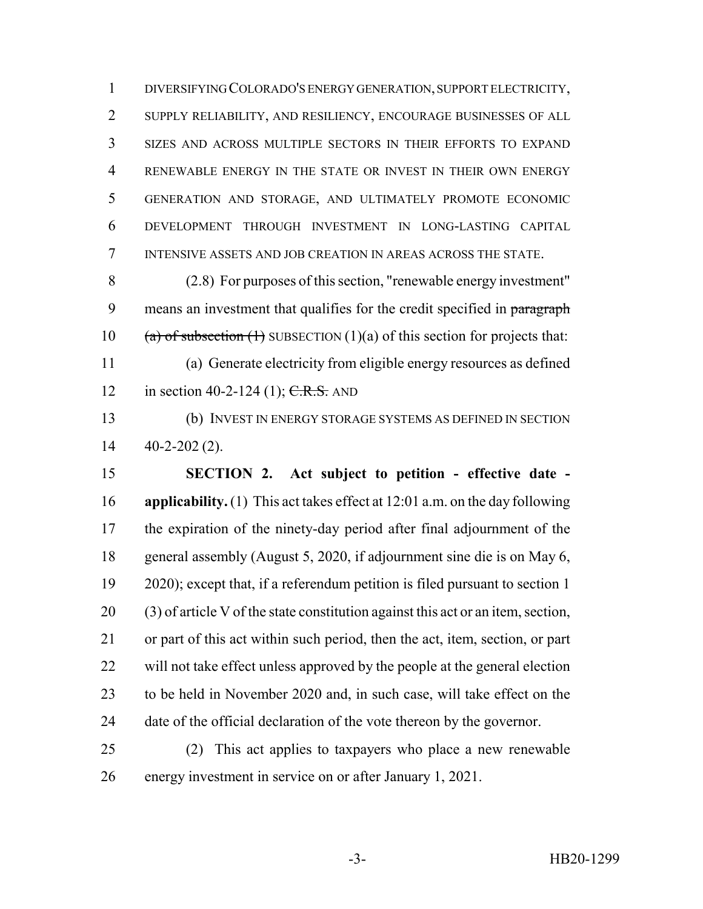DIVERSIFYING COLORADO'S ENERGY GENERATION, SUPPORT ELECTRICITY, SUPPLY RELIABILITY, AND RESILIENCY, ENCOURAGE BUSINESSES OF ALL SIZES AND ACROSS MULTIPLE SECTORS IN THEIR EFFORTS TO EXPAND RENEWABLE ENERGY IN THE STATE OR INVEST IN THEIR OWN ENERGY GENERATION AND STORAGE, AND ULTIMATELY PROMOTE ECONOMIC DEVELOPMENT THROUGH INVESTMENT IN LONG-LASTING CAPITAL INTENSIVE ASSETS AND JOB CREATION IN AREAS ACROSS THE STATE.

(2.8) For purposes of this section, "renewable energy investment" means an investment that qualifies for the credit specified in ~~paragraph (a) of subsection (1)~~ SUBSECTION (1)(a) of this section for projects that:

(a) Generate electricity from eligible energy resources as defined in section 40-2-124 (1); ~~C.R.S.~~ AND

(b) INVEST IN ENERGY STORAGE SYSTEMS AS DEFINED IN SECTION 40-2-202 (2).

**SECTION 2. Act subject to petition - effective date - applicability.** (1) This act takes effect at 12:01 a.m. on the day following the expiration of the ninety-day period after final adjournment of the general assembly (August 5, 2020, if adjournment sine die is on May 6, 2020); except that, if a referendum petition is filed pursuant to section 1 (3) of article V of the state constitution against this act or an item, section, or part of this act within such period, then the act, item, section, or part will not take effect unless approved by the people at the general election to be held in November 2020 and, in such case, will take effect on the date of the official declaration of the vote thereon by the governor.

(2) This act applies to taxpayers who place a new renewable energy investment in service on or after January 1, 2021.